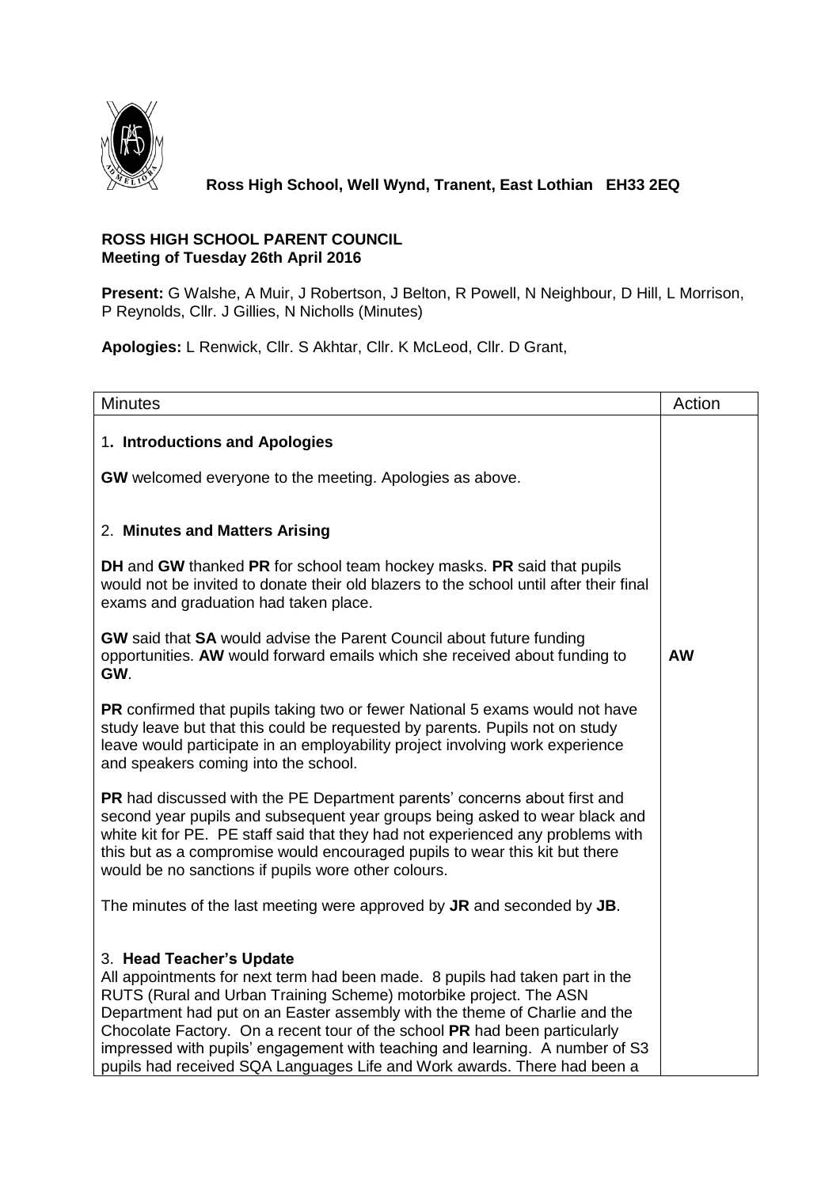**Ross High School, Well Wynd, Tranent, East Lothian EH33 2EQ**

**ROSS HIGH SCHOOL PARENT COUNCIL**
**Meeting of Tuesday 26th April 2016**

**Present:** G Walshe, A Muir, J Robertson, J Belton, R Powell, N Neighbour, D Hill, L Morrison, P Reynolds, Cllr. J Gillies, N Nicholls (Minutes)

**Apologies:** L Renwick, Cllr. S Akhtar, Cllr. K McLeod, Cllr. D Grant,

| Minutes | Action |
|---|---|
| 1**. Introductions and Apologies**<br><br>**GW** welcomed everyone to the meeting. Apologies as above. | |
| 2. **Minutes and Matters Arising**<br><br>**DH** and **GW** thanked **PR** for school team hockey masks. **PR** said that pupils would not be invited to donate their old blazers to the school until after their final exams and graduation had taken place. | |
| **GW** said that **SA** would advise the Parent Council about future funding opportunities. **AW** would forward emails which she received about funding to **GW**. | **AW** |
| **PR** confirmed that pupils taking two or fewer National 5 exams would not have study leave but that this could be requested by parents. Pupils not on study leave would participate in an employability project involving work experience and speakers coming into the school.<br><br>**PR** had discussed with the PE Department parents' concerns about first and second year pupils and subsequent year groups being asked to wear black and white kit for PE. PE staff said that they had not experienced any problems with this but as a compromise would encouraged pupils to wear this kit but there would be no sanctions if pupils wore other colours.<br><br>The minutes of the last meeting were approved by **JR** and seconded by **JB**. | |
| 3. **Head Teacher's Update**<br>All appointments for next term had been made. 8 pupils had taken part in the RUTS (Rural and Urban Training Scheme) motorbike project. The ASN Department had put on an Easter assembly with the theme of Charlie and the Chocolate Factory. On a recent tour of the school **PR** had been particularly impressed with pupils' engagement with teaching and learning. A number of S3 pupils had received SQA Languages Life and Work awards. There had been a | |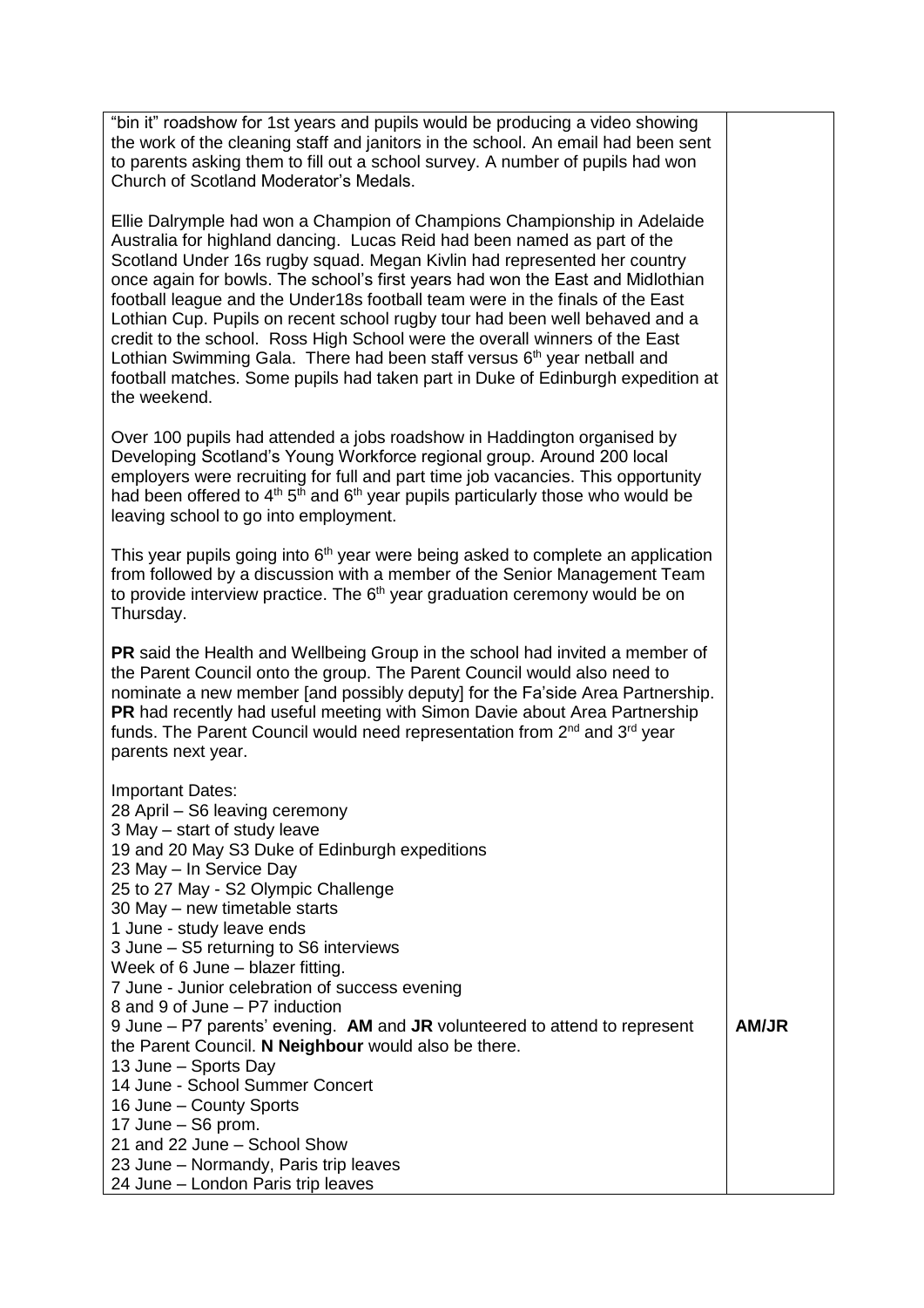| | |
|---|---|
| "bin it" roadshow for 1st years and pupils would be producing a video showing the work of the cleaning staff and janitors in the school. An email had been sent to parents asking them to fill out a school survey. A number of pupils had won Church of Scotland Moderator's Medals.<br><br>Ellie Dalrymple had won a Champion of Champions Championship in Adelaide Australia for highland dancing. Lucas Reid had been named as part of the Scotland Under 16s rugby squad. Megan Kivlin had represented her country once again for bowls. The school's first years had won the East and Midlothian football league and the Under18s football team were in the finals of the East Lothian Cup. Pupils on recent school rugby tour had been well behaved and a credit to the school. Ross High School were the overall winners of the East Lothian Swimming Gala. There had been staff versus 6th year netball and football matches. Some pupils had taken part in Duke of Edinburgh expedition at the weekend.<br><br>Over 100 pupils had attended a jobs roadshow in Haddington organised by Developing Scotland's Young Workforce regional group. Around 200 local employers were recruiting for full and part time job vacancies. This opportunity had been offered to 4th 5th and 6th year pupils particularly those who would be leaving school to go into employment.<br><br>This year pupils going into 6th year were being asked to complete an application from followed by a discussion with a member of the Senior Management Team to provide interview practice. The 6th year graduation ceremony would be on Thursday.<br><br>**PR** said the Health and Wellbeing Group in the school had invited a member of the Parent Council onto the group. The Parent Council would also need to nominate a new member [and possibly deputy] for the Fa'side Area Partnership. **PR** had recently had useful meeting with Simon Davie about Area Partnership funds. The Parent Council would need representation from 2nd and 3rd year parents next year.<br><br>Important Dates:<br>28 April – S6 leaving ceremony<br>3 May – start of study leave<br>19 and 20 May S3 Duke of Edinburgh expeditions<br>23 May – In Service Day<br>25 to 27 May - S2 Olympic Challenge<br>30 May – new timetable starts<br>1 June - study leave ends<br>3 June – S5 returning to S6 interviews<br>Week of 6 June – blazer fitting.<br>7 June - Junior celebration of success evening<br>8 and 9 of June – P7 induction<br>9 June – P7 parents' evening. **AM** and **JR** volunteered to attend to represent the Parent Council. **N Neighbour** would also be there.<br>13 June – Sports Day<br>14 June - School Summer Concert<br>16 June – County Sports<br>17 June – S6 prom.<br>21 and 22 June – School Show<br>23 June – Normandy, Paris trip leaves<br>24 June – London Paris trip leaves | **AM/JR** |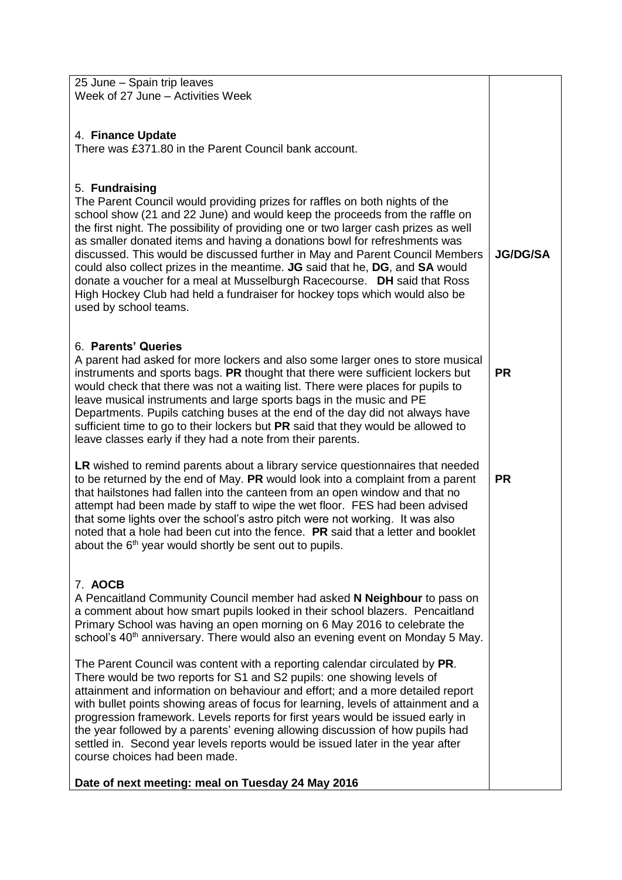| | |
|---|---|
| 25 June – Spain trip leaves<br>Week of 27 June – Activities Week | |
| 4. **Finance Update**<br>There was £371.80 in the Parent Council bank account. | |
| 5. **Fundraising**<br>The Parent Council would providing prizes for raffles on both nights of the school show (21 and 22 June) and would keep the proceeds from the raffle on the first night. The possibility of providing one or two larger cash prizes as well as smaller donated items and having a donations bowl for refreshments was discussed. This would be discussed further in May and Parent Council Members could also collect prizes in the meantime. **JG** said that he, **DG**, and **SA** would donate a voucher for a meal at Musselburgh Racecourse. **DH** said that Ross High Hockey Club had held a fundraiser for hockey tops which would also be used by school teams. | **JG/DG/SA** |
| 6. **Parents' Queries**<br>A parent had asked for more lockers and also some larger ones to store musical instruments and sports bags. **PR** thought that there were sufficient lockers but would check that there was not a waiting list. There were places for pupils to leave musical instruments and large sports bags in the music and PE Departments. Pupils catching buses at the end of the day did not always have sufficient time to go to their lockers but **PR** said that they would be allowed to leave classes early if they had a note from their parents. | **PR** |
| **LR** wished to remind parents about a library service questionnaires that needed to be returned by the end of May. **PR** would look into a complaint from a parent that hailstones had fallen into the canteen from an open window and that no attempt had been made by staff to wipe the wet floor. FES had been advised that some lights over the school's astro pitch were not working. It was also noted that a hole had been cut into the fence. **PR** said that a letter and booklet about the 6th year would shortly be sent out to pupils. | **PR** |
| 7. **AOCB**<br>A Pencaitland Community Council member had asked **N Neighbour** to pass on a comment about how smart pupils looked in their school blazers. Pencaitland Primary School was having an open morning on 6 May 2016 to celebrate the school's 40th anniversary. There would also an evening event on Monday 5 May. | |
| The Parent Council was content with a reporting calendar circulated by **PR**. There would be two reports for S1 and S2 pupils: one showing levels of attainment and information on behaviour and effort; and a more detailed report with bullet points showing areas of focus for learning, levels of attainment and a progression framework. Levels reports for first years would be issued early in the year followed by a parents' evening allowing discussion of how pupils had settled in. Second year levels reports would be issued later in the year after course choices had been made. | |
| **Date of next meeting: meal on Tuesday 24 May 2016** | |